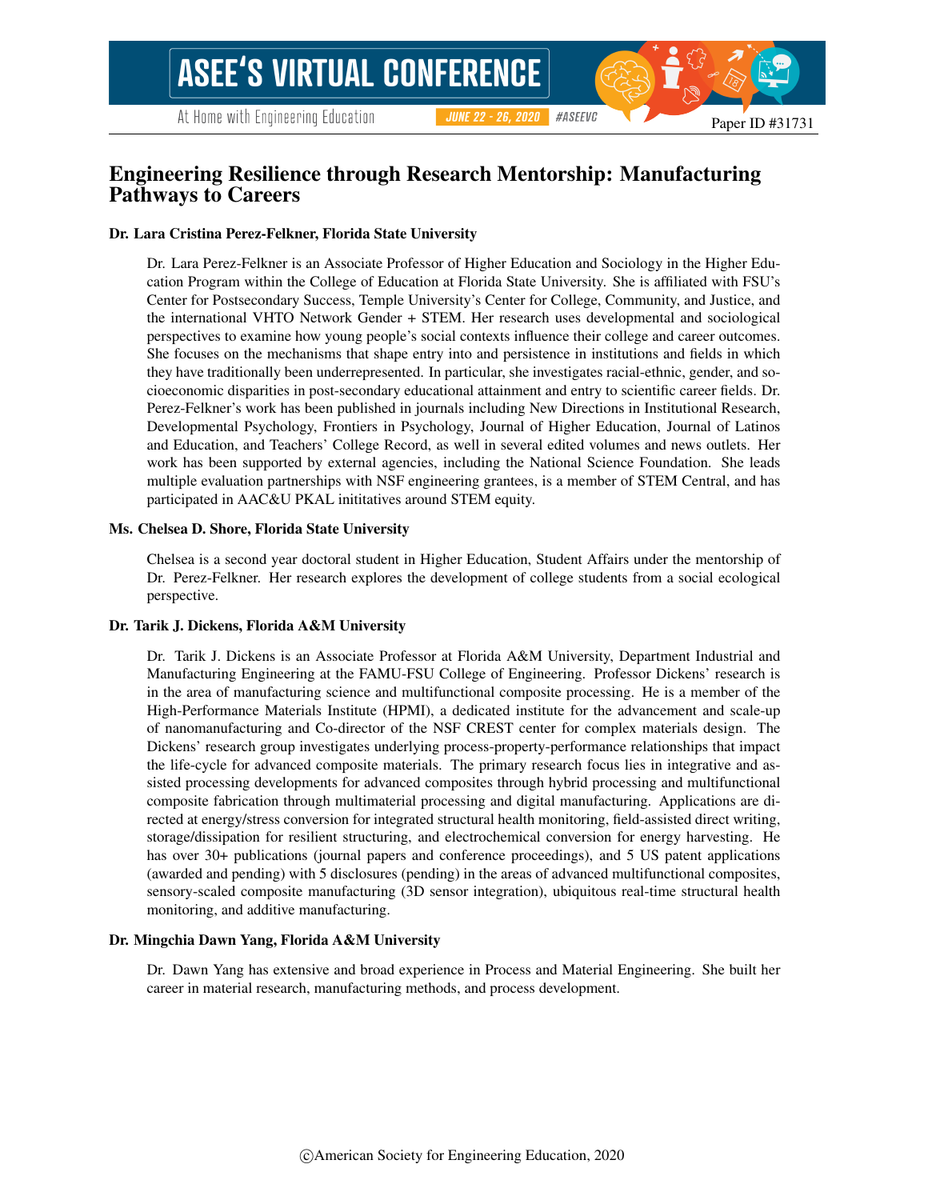# Engineering Resilience through Research Mentorship: Manufacturing Pathways to Careers

**Dr. Lara Cristina Perez-Felkner, Florida State University**

Dr. Lara Perez-Felkner is an Associate Professor of Higher Education and Sociology in the Higher Education Program within the College of Education at Florida State University. She is affiliated with FSU's Center for Postsecondary Success, Temple University's Center for College, Community, and Justice, and the international VHTO Network Gender + STEM. Her research uses developmental and sociological perspectives to examine how young people's social contexts influence their college and career outcomes. She focuses on the mechanisms that shape entry into and persistence in institutions and fields in which they have traditionally been underrepresented. In particular, she investigates racial-ethnic, gender, and socioeconomic disparities in post-secondary educational attainment and entry to scientific career fields. Dr. Perez-Felkner's work has been published in journals including New Directions in Institutional Research, Developmental Psychology, Frontiers in Psychology, Journal of Higher Education, Journal of Latinos and Education, and Teachers' College Record, as well in several edited volumes and news outlets. Her work has been supported by external agencies, including the National Science Foundation. She leads multiple evaluation partnerships with NSF engineering grantees, is a member of STEM Central, and has participated in AAC&U PKAL inititatives around STEM equity.

**Ms. Chelsea D. Shore, Florida State University**

Chelsea is a second year doctoral student in Higher Education, Student Affairs under the mentorship of Dr. Perez-Felkner. Her research explores the development of college students from a social ecological perspective.

**Dr. Tarik J. Dickens, Florida A&M University**

Dr. Tarik J. Dickens is an Associate Professor at Florida A&M University, Department Industrial and Manufacturing Engineering at the FAMU-FSU College of Engineering. Professor Dickens' research is in the area of manufacturing science and multifunctional composite processing. He is a member of the High-Performance Materials Institute (HPMI), a dedicated institute for the advancement and scale-up of nanomanufacturing and Co-director of the NSF CREST center for complex materials design. The Dickens' research group investigates underlying process-property-performance relationships that impact the life-cycle for advanced composite materials. The primary research focus lies in integrative and assisted processing developments for advanced composites through hybrid processing and multifunctional composite fabrication through multimaterial processing and digital manufacturing. Applications are directed at energy/stress conversion for integrated structural health monitoring, field-assisted direct writing, storage/dissipation for resilient structuring, and electrochemical conversion for energy harvesting. He has over 30+ publications (journal papers and conference proceedings), and 5 US patent applications (awarded and pending) with 5 disclosures (pending) in the areas of advanced multifunctional composites, sensory-scaled composite manufacturing (3D sensor integration), ubiquitous real-time structural health monitoring, and additive manufacturing.

**Dr. Mingchia Dawn Yang, Florida A&M University**

Dr. Dawn Yang has extensive and broad experience in Process and Material Engineering. She built her career in material research, manufacturing methods, and process development.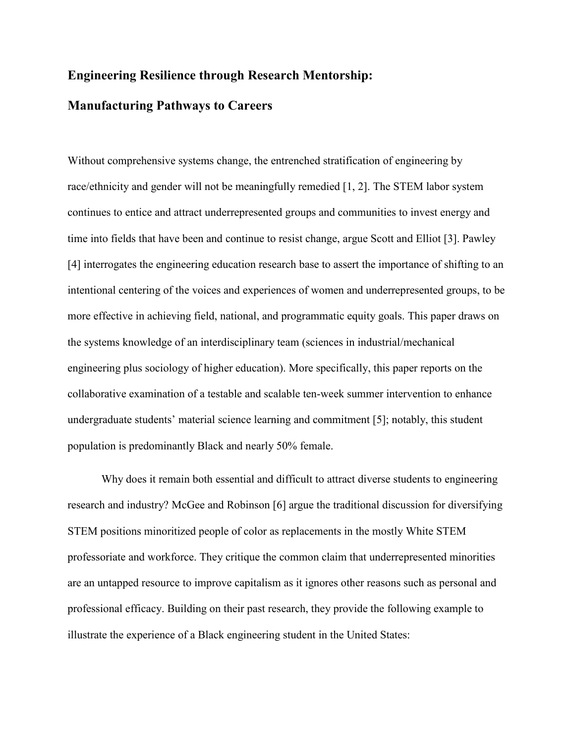## Engineering Resilience through Research Mentorship:

## Manufacturing Pathways to Careers

Without comprehensive systems change, the entrenched stratification of engineering by race/ethnicity and gender will not be meaningfully remedied [1, 2]. The STEM labor system continues to entice and attract underrepresented groups and communities to invest energy and time into fields that have been and continue to resist change, argue Scott and Elliot [3]. Pawley [4] interrogates the engineering education research base to assert the importance of shifting to an intentional centering of the voices and experiences of women and underrepresented groups, to be more effective in achieving field, national, and programmatic equity goals. This paper draws on the systems knowledge of an interdisciplinary team (sciences in industrial/mechanical engineering plus sociology of higher education). More specifically, this paper reports on the collaborative examination of a testable and scalable ten-week summer intervention to enhance undergraduate students' material science learning and commitment [5]; notably, this student population is predominantly Black and nearly 50% female.

Why does it remain both essential and difficult to attract diverse students to engineering research and industry? McGee and Robinson [6] argue the traditional discussion for diversifying STEM positions minoritized people of color as replacements in the mostly White STEM professoriate and workforce. They critique the common claim that underrepresented minorities are an untapped resource to improve capitalism as it ignores other reasons such as personal and professional efficacy. Building on their past research, they provide the following example to illustrate the experience of a Black engineering student in the United States: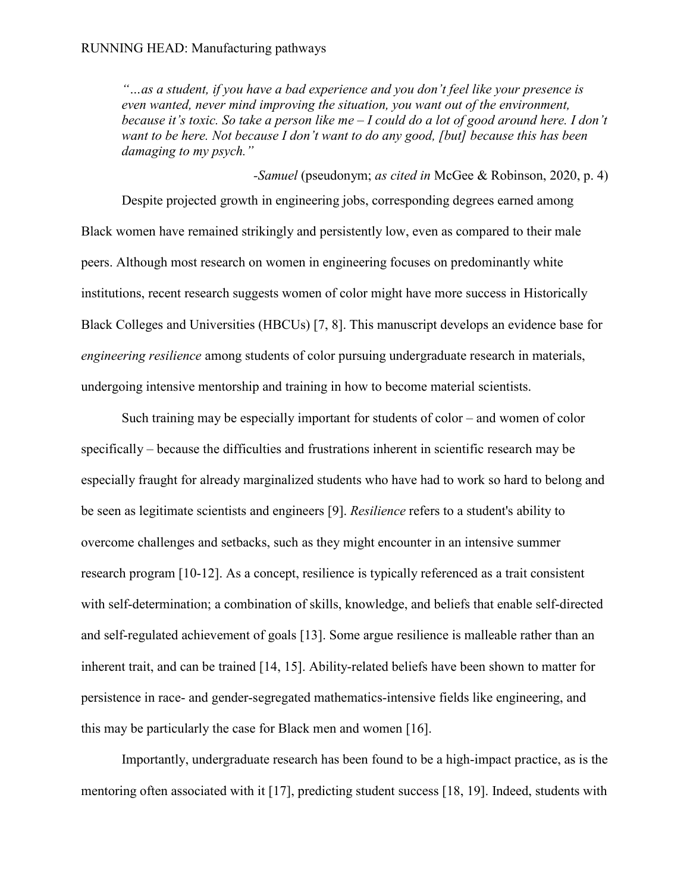*"…as a student, if you have a bad experience and you don't feel like your presence is even wanted, never mind improving the situation, you want out of the environment, because it's toxic. So take a person like me – I could do a lot of good around here. I don't want to be here. Not because I don't want to do any good, [but] because this has been damaging to my psych."*

-*Samuel* (pseudonym; *as cited in* McGee & Robinson, 2020, p. 4)

Despite projected growth in engineering jobs, corresponding degrees earned among Black women have remained strikingly and persistently low, even as compared to their male peers. Although most research on women in engineering focuses on predominantly white institutions, recent research suggests women of color might have more success in Historically Black Colleges and Universities (HBCUs) [7, 8]. This manuscript develops an evidence base for *engineering resilience* among students of color pursuing undergraduate research in materials, undergoing intensive mentorship and training in how to become material scientists.

Such training may be especially important for students of color – and women of color specifically – because the difficulties and frustrations inherent in scientific research may be especially fraught for already marginalized students who have had to work so hard to belong and be seen as legitimate scientists and engineers [9]. *Resilience* refers to a student's ability to overcome challenges and setbacks, such as they might encounter in an intensive summer research program [10-12]. As a concept, resilience is typically referenced as a trait consistent with self-determination; a combination of skills, knowledge, and beliefs that enable self-directed and self-regulated achievement of goals [13]. Some argue resilience is malleable rather than an inherent trait, and can be trained [14, 15]. Ability-related beliefs have been shown to matter for persistence in race- and gender-segregated mathematics-intensive fields like engineering, and this may be particularly the case for Black men and women [16].

Importantly, undergraduate research has been found to be a high-impact practice, as is the mentoring often associated with it [17], predicting student success [18, 19]. Indeed, students with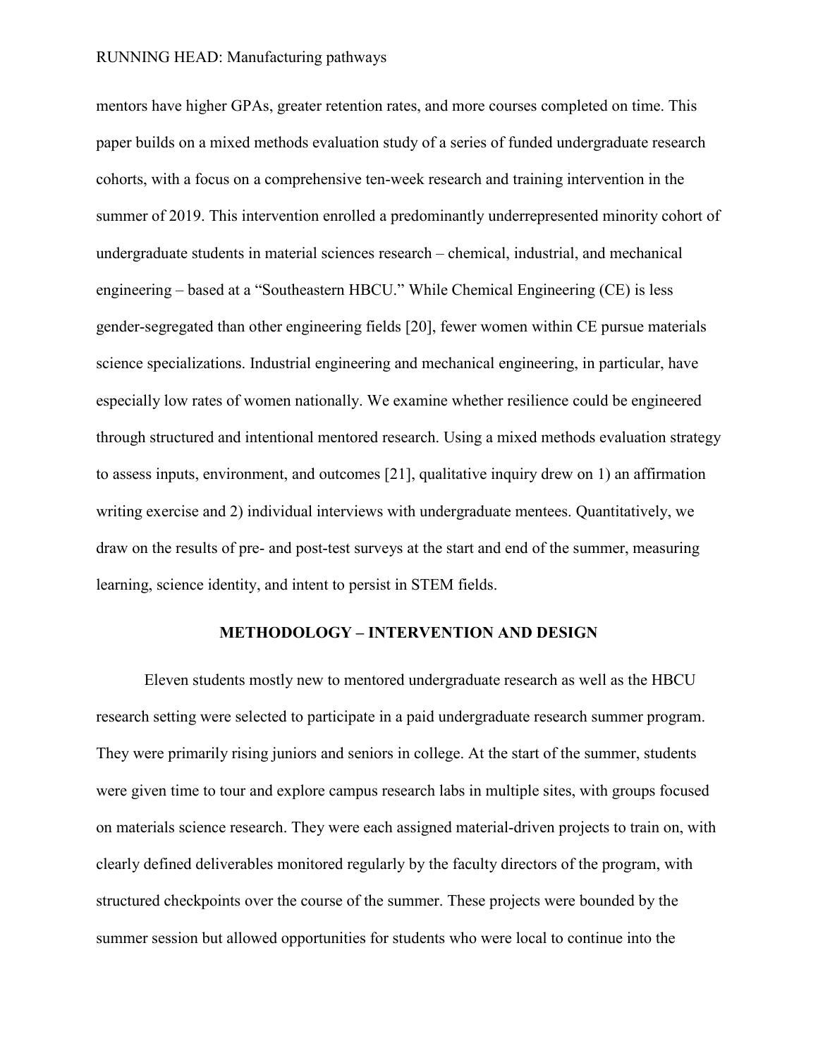mentors have higher GPAs, greater retention rates, and more courses completed on time. This paper builds on a mixed methods evaluation study of a series of funded undergraduate research cohorts, with a focus on a comprehensive ten-week research and training intervention in the summer of 2019. This intervention enrolled a predominantly underrepresented minority cohort of undergraduate students in material sciences research – chemical, industrial, and mechanical engineering – based at a "Southeastern HBCU." While Chemical Engineering (CE) is less gender-segregated than other engineering fields [20], fewer women within CE pursue materials science specializations. Industrial engineering and mechanical engineering, in particular, have especially low rates of women nationally. We examine whether resilience could be engineered through structured and intentional mentored research. Using a mixed methods evaluation strategy to assess inputs, environment, and outcomes [21], qualitative inquiry drew on 1) an affirmation writing exercise and 2) individual interviews with undergraduate mentees. Quantitatively, we draw on the results of pre- and post-test surveys at the start and end of the summer, measuring learning, science identity, and intent to persist in STEM fields.

## METHODOLOGY – INTERVENTION AND DESIGN

Eleven students mostly new to mentored undergraduate research as well as the HBCU research setting were selected to participate in a paid undergraduate research summer program. They were primarily rising juniors and seniors in college. At the start of the summer, students were given time to tour and explore campus research labs in multiple sites, with groups focused on materials science research. They were each assigned material-driven projects to train on, with clearly defined deliverables monitored regularly by the faculty directors of the program, with structured checkpoints over the course of the summer. These projects were bounded by the summer session but allowed opportunities for students who were local to continue into the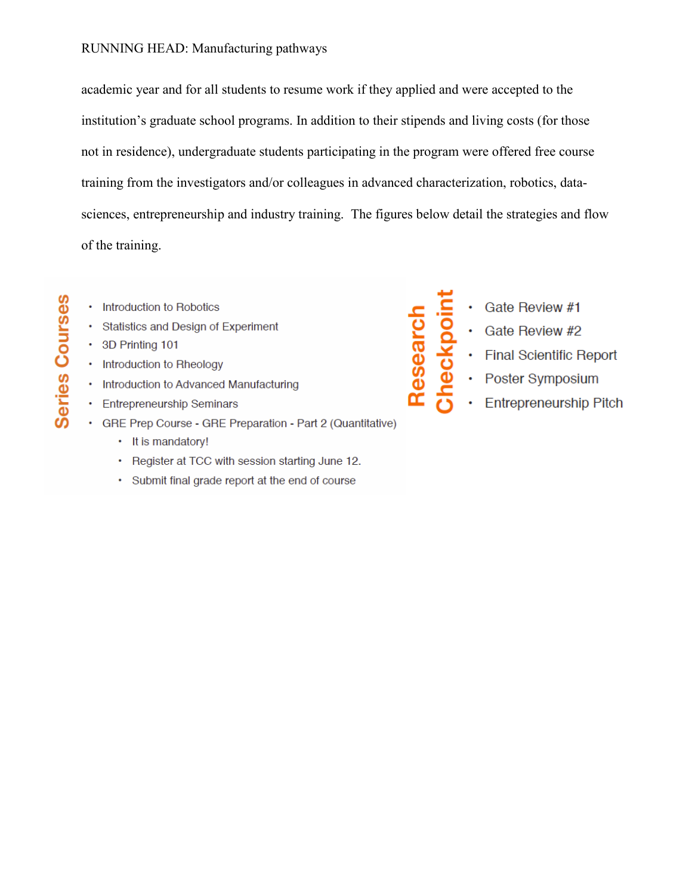academic year and for all students to resume work if they applied and were accepted to the institution's graduate school programs. In addition to their stipends and living costs (for those not in residence), undergraduate students participating in the program were offered free course training from the investigators and/or colleagues in advanced characterization, robotics, data-sciences, entrepreneurship and industry training. The figures below detail the strategies and flow of the training.

**Series Courses**

- Introduction to Robotics
- Statistics and Design of Experiment
- 3D Printing 101
- Introduction to Rheology
- Introduction to Advanced Manufacturing
- Entrepreneurship Seminars
- GRE Prep Course - GRE Preparation - Part 2 (Quantitative)
  - It is mandatory!
  - Register at TCC with session starting June 12.
  - Submit final grade report at the end of course

**Research Checkpoint**

- Gate Review #1
- Gate Review #2
- Final Scientific Report
- Poster Symposium
- Entrepreneurship Pitch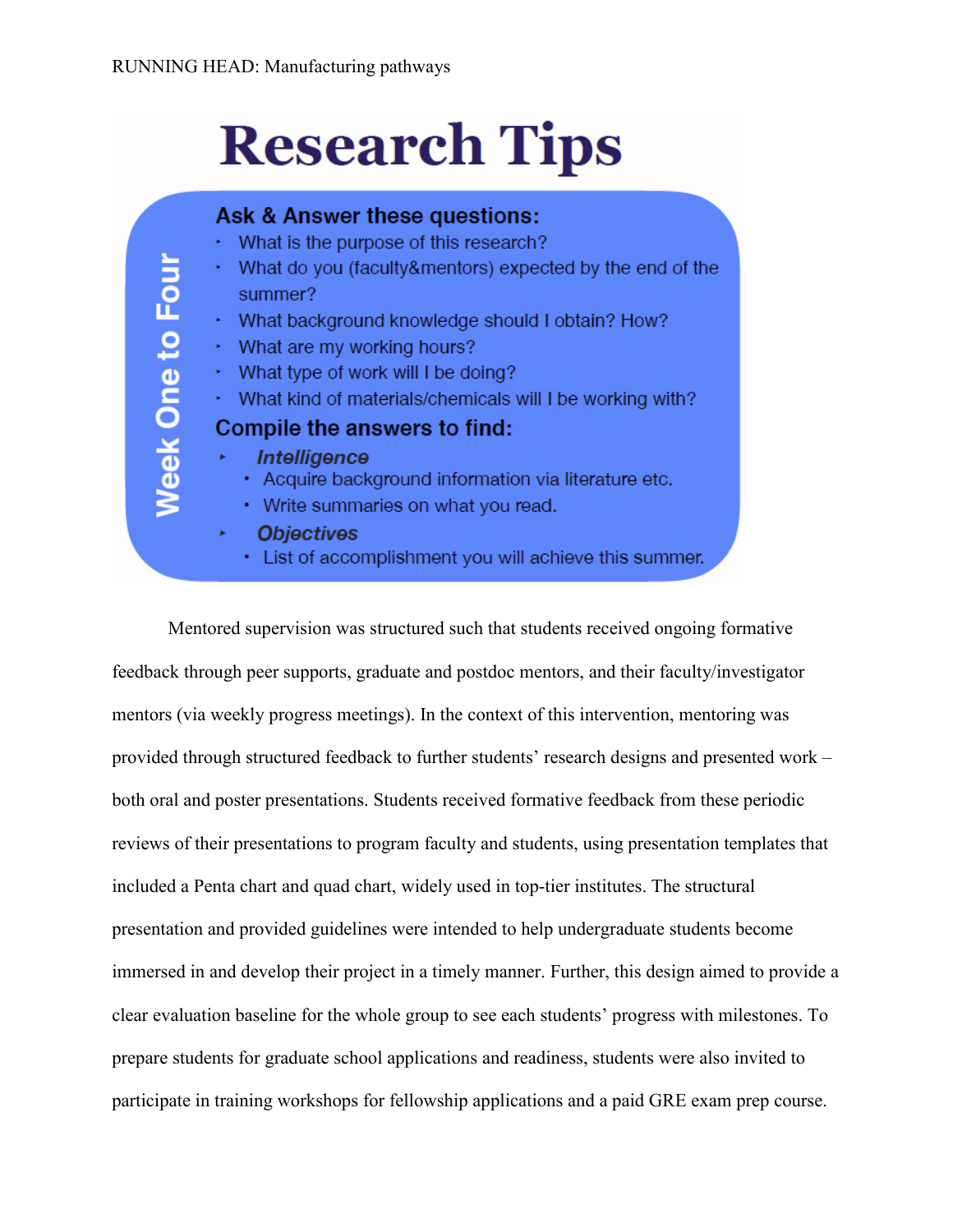# Research Tips

**Week One to Four**

### Ask & Answer these questions:

- What is the purpose of this research?
- What do you (faculty&mentors) expected by the end of the summer?
- What background knowledge should I obtain? How?
- What are my working hours?
- What type of work will I be doing?
- What kind of materials/chemicals will I be working with?

### Compile the answers to find:

- ***Intelligence***
  - Acquire background information via literature etc.
  - Write summaries on what you read.
- ***Objectives***
  - List of accomplishment you will achieve this summer.

Mentored supervision was structured such that students received ongoing formative feedback through peer supports, graduate and postdoc mentors, and their faculty/investigator mentors (via weekly progress meetings). In the context of this intervention, mentoring was provided through structured feedback to further students' research designs and presented work – both oral and poster presentations. Students received formative feedback from these periodic reviews of their presentations to program faculty and students, using presentation templates that included a Penta chart and quad chart, widely used in top-tier institutes. The structural presentation and provided guidelines were intended to help undergraduate students become immersed in and develop their project in a timely manner. Further, this design aimed to provide a clear evaluation baseline for the whole group to see each students' progress with milestones. To prepare students for graduate school applications and readiness, students were also invited to participate in training workshops for fellowship applications and a paid GRE exam prep course.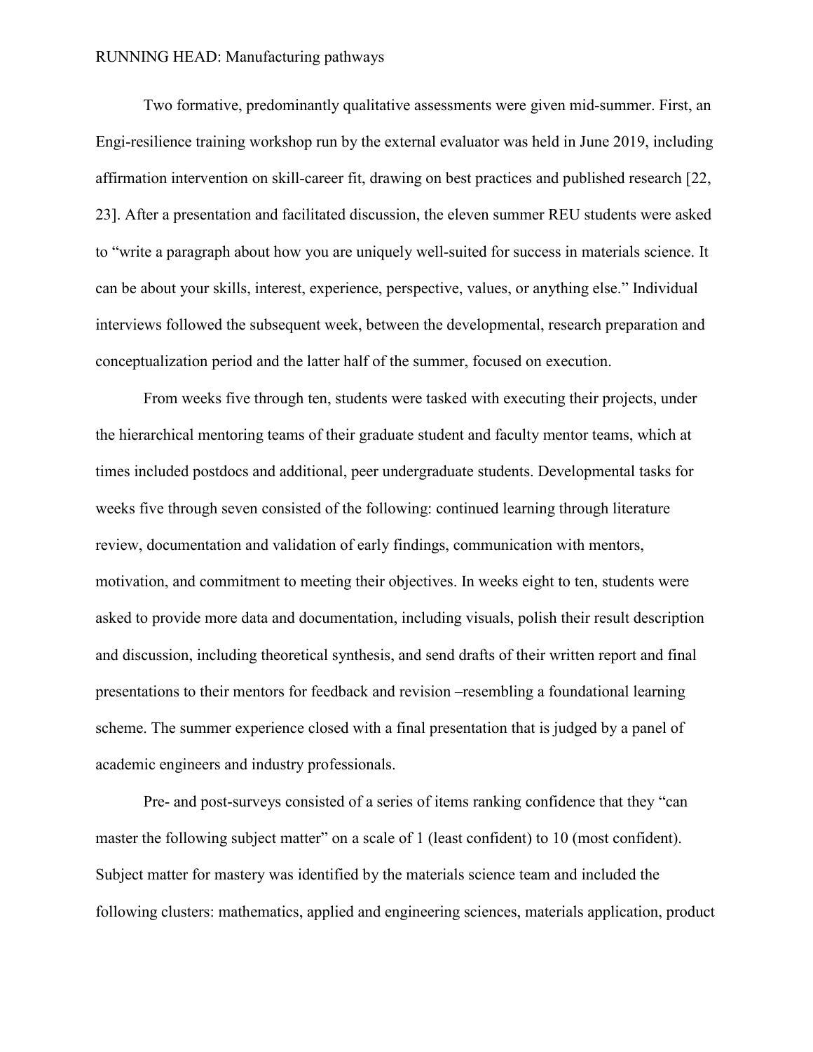Two formative, predominantly qualitative assessments were given mid-summer. First, an Engi-resilience training workshop run by the external evaluator was held in June 2019, including affirmation intervention on skill-career fit, drawing on best practices and published research [22, 23]. After a presentation and facilitated discussion, the eleven summer REU students were asked to "write a paragraph about how you are uniquely well-suited for success in materials science. It can be about your skills, interest, experience, perspective, values, or anything else." Individual interviews followed the subsequent week, between the developmental, research preparation and conceptualization period and the latter half of the summer, focused on execution.

From weeks five through ten, students were tasked with executing their projects, under the hierarchical mentoring teams of their graduate student and faculty mentor teams, which at times included postdocs and additional, peer undergraduate students. Developmental tasks for weeks five through seven consisted of the following: continued learning through literature review, documentation and validation of early findings, communication with mentors, motivation, and commitment to meeting their objectives. In weeks eight to ten, students were asked to provide more data and documentation, including visuals, polish their result description and discussion, including theoretical synthesis, and send drafts of their written report and final presentations to their mentors for feedback and revision –resembling a foundational learning scheme. The summer experience closed with a final presentation that is judged by a panel of academic engineers and industry professionals.

Pre- and post-surveys consisted of a series of items ranking confidence that they "can master the following subject matter" on a scale of 1 (least confident) to 10 (most confident). Subject matter for mastery was identified by the materials science team and included the following clusters: mathematics, applied and engineering sciences, materials application, product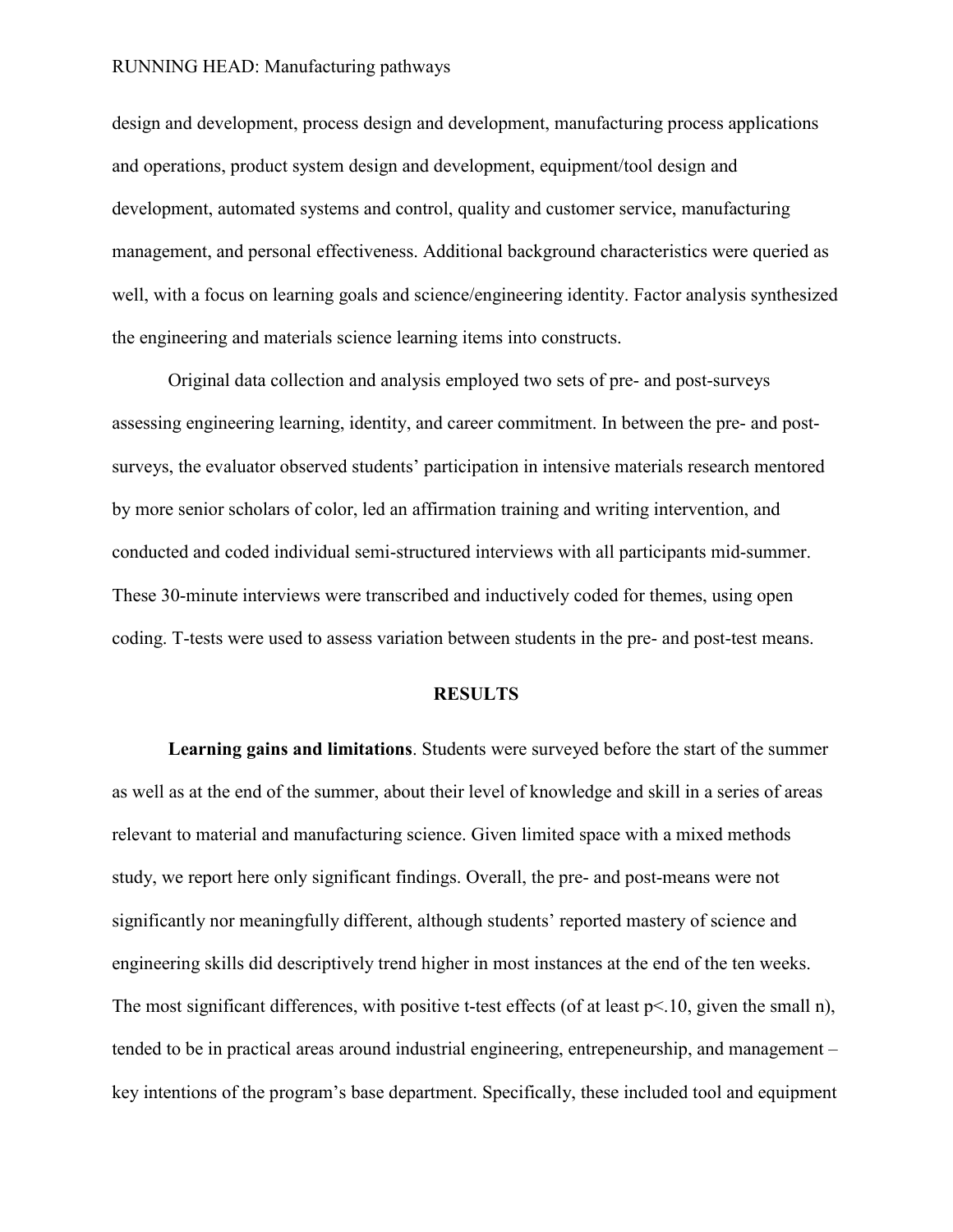design and development, process design and development, manufacturing process applications and operations, product system design and development, equipment/tool design and development, automated systems and control, quality and customer service, manufacturing management, and personal effectiveness. Additional background characteristics were queried as well, with a focus on learning goals and science/engineering identity. Factor analysis synthesized the engineering and materials science learning items into constructs.

Original data collection and analysis employed two sets of pre- and post-surveys assessing engineering learning, identity, and career commitment. In between the pre- and post-surveys, the evaluator observed students' participation in intensive materials research mentored by more senior scholars of color, led an affirmation training and writing intervention, and conducted and coded individual semi-structured interviews with all participants mid-summer. These 30-minute interviews were transcribed and inductively coded for themes, using open coding. T-tests were used to assess variation between students in the pre- and post-test means.

## RESULTS

**Learning gains and limitations**. Students were surveyed before the start of the summer as well as at the end of the summer, about their level of knowledge and skill in a series of areas relevant to material and manufacturing science. Given limited space with a mixed methods study, we report here only significant findings. Overall, the pre- and post-means were not significantly nor meaningfully different, although students' reported mastery of science and engineering skills did descriptively trend higher in most instances at the end of the ten weeks. The most significant differences, with positive t-test effects (of at least $p<.10$, given the small n), tended to be in practical areas around industrial engineering, entrepeneurship, and management – key intentions of the program's base department. Specifically, these included tool and equipment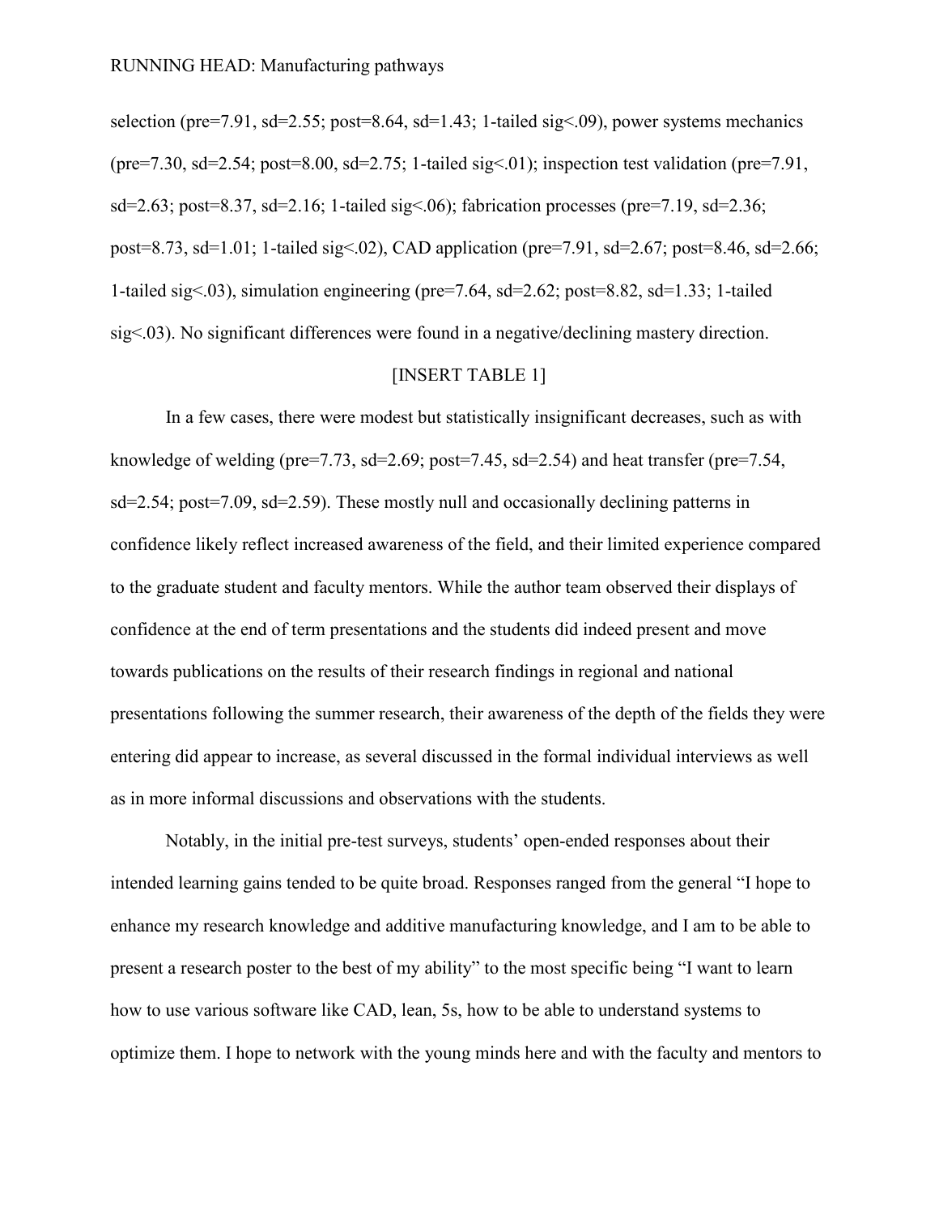selection (pre=7.91, sd=2.55; post=8.64, sd=1.43; 1-tailed sig<.09), power systems mechanics (pre=7.30, sd=2.54; post=8.00, sd=2.75; 1-tailed sig<.01); inspection test validation (pre=7.91, sd=2.63; post=8.37, sd=2.16; 1-tailed sig<.06); fabrication processes (pre=7.19, sd=2.36; post=8.73, sd=1.01; 1-tailed sig<.02), CAD application (pre=7.91, sd=2.67; post=8.46, sd=2.66; 1-tailed sig<.03), simulation engineering (pre=7.64, sd=2.62; post=8.82, sd=1.33; 1-tailed sig<.03). No significant differences were found in a negative/declining mastery direction.

[INSERT TABLE 1]

In a few cases, there were modest but statistically insignificant decreases, such as with knowledge of welding (pre=7.73, sd=2.69; post=7.45, sd=2.54) and heat transfer (pre=7.54, sd=2.54; post=7.09, sd=2.59). These mostly null and occasionally declining patterns in confidence likely reflect increased awareness of the field, and their limited experience compared to the graduate student and faculty mentors. While the author team observed their displays of confidence at the end of term presentations and the students did indeed present and move towards publications on the results of their research findings in regional and national presentations following the summer research, their awareness of the depth of the fields they were entering did appear to increase, as several discussed in the formal individual interviews as well as in more informal discussions and observations with the students.

Notably, in the initial pre-test surveys, students' open-ended responses about their intended learning gains tended to be quite broad. Responses ranged from the general "I hope to enhance my research knowledge and additive manufacturing knowledge, and I am to be able to present a research poster to the best of my ability" to the most specific being "I want to learn how to use various software like CAD, lean, 5s, how to be able to understand systems to optimize them. I hope to network with the young minds here and with the faculty and mentors to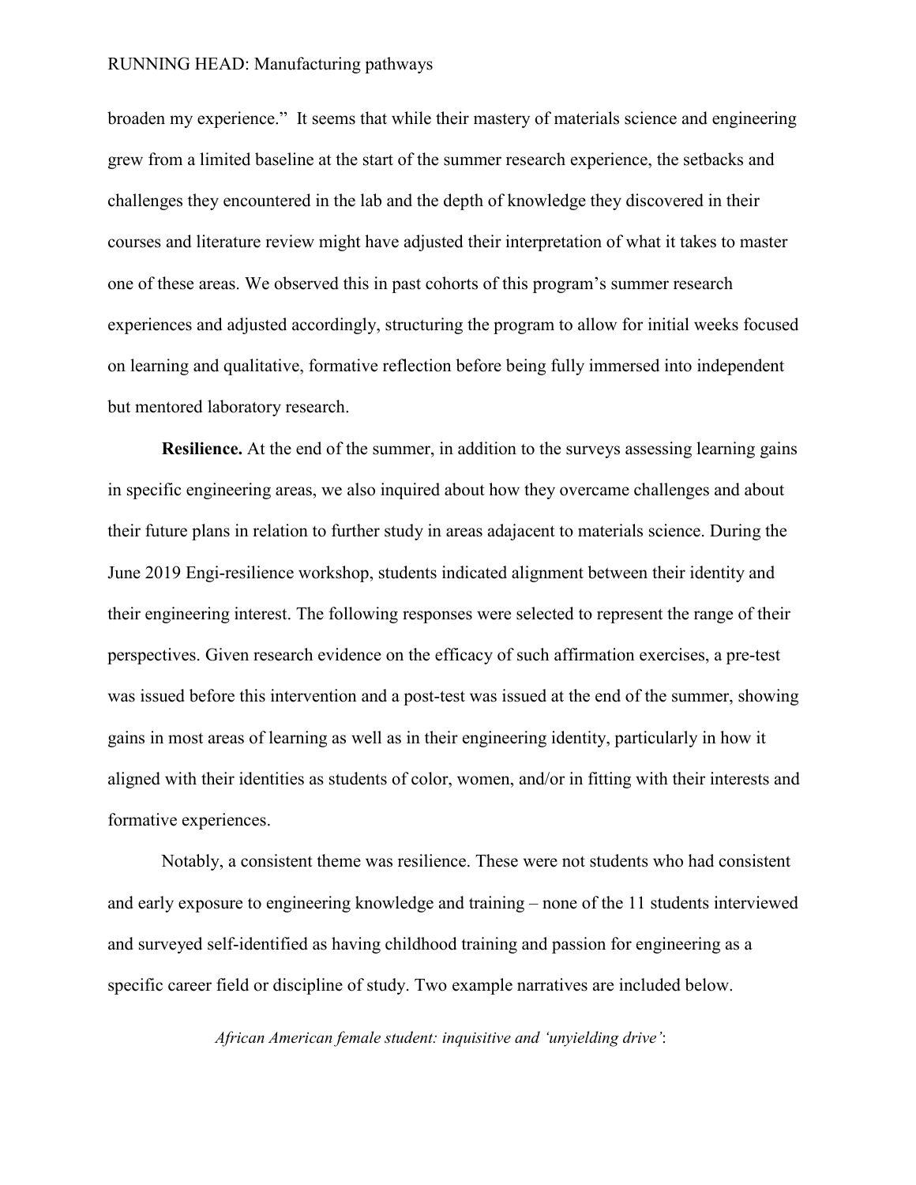broaden my experience." It seems that while their mastery of materials science and engineering grew from a limited baseline at the start of the summer research experience, the setbacks and challenges they encountered in the lab and the depth of knowledge they discovered in their courses and literature review might have adjusted their interpretation of what it takes to master one of these areas. We observed this in past cohorts of this program's summer research experiences and adjusted accordingly, structuring the program to allow for initial weeks focused on learning and qualitative, formative reflection before being fully immersed into independent but mentored laboratory research.

**Resilience.** At the end of the summer, in addition to the surveys assessing learning gains in specific engineering areas, we also inquired about how they overcame challenges and about their future plans in relation to further study in areas adajacent to materials science. During the June 2019 Engi-resilience workshop, students indicated alignment between their identity and their engineering interest. The following responses were selected to represent the range of their perspectives. Given research evidence on the efficacy of such affirmation exercises, a pre-test was issued before this intervention and a post-test was issued at the end of the summer, showing gains in most areas of learning as well as in their engineering identity, particularly in how it aligned with their identities as students of color, women, and/or in fitting with their interests and formative experiences.

Notably, a consistent theme was resilience. These were not students who had consistent and early exposure to engineering knowledge and training – none of the 11 students interviewed and surveyed self-identified as having childhood training and passion for engineering as a specific career field or discipline of study. Two example narratives are included below.

*African American female student: inquisitive and 'unyielding drive'*: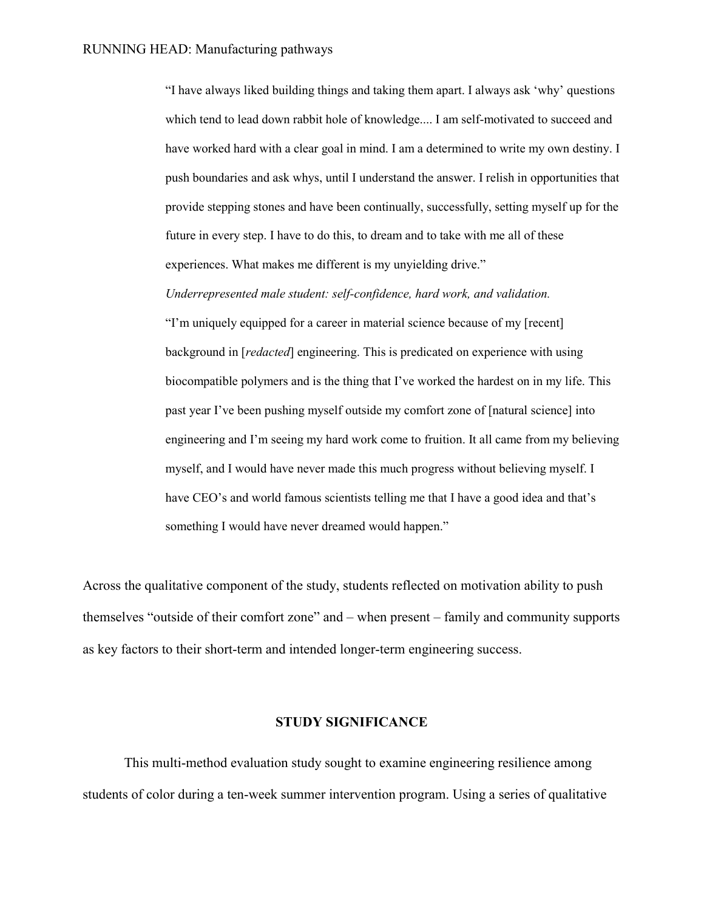> "I have always liked building things and taking them apart. I always ask 'why' questions which tend to lead down rabbit hole of knowledge.... I am self-motivated to succeed and have worked hard with a clear goal in mind. I am a determined to write my own destiny. I push boundaries and ask whys, until I understand the answer. I relish in opportunities that provide stepping stones and have been continually, successfully, setting myself up for the future in every step. I have to do this, to dream and to take with me all of these experiences. What makes me different is my unyielding drive."
>
> *Underrepresented male student: self-confidence, hard work, and validation.*
>
> "I'm uniquely equipped for a career in material science because of my [recent] background in [*redacted*] engineering. This is predicated on experience with using biocompatible polymers and is the thing that I've worked the hardest on in my life. This past year I've been pushing myself outside my comfort zone of [natural science] into engineering and I'm seeing my hard work come to fruition. It all came from my believing myself, and I would have never made this much progress without believing myself. I have CEO's and world famous scientists telling me that I have a good idea and that's something I would have never dreamed would happen."

Across the qualitative component of the study, students reflected on motivation ability to push themselves "outside of their comfort zone" and – when present – family and community supports as key factors to their short-term and intended longer-term engineering success.

## STUDY SIGNIFICANCE

This multi-method evaluation study sought to examine engineering resilience among students of color during a ten-week summer intervention program. Using a series of qualitative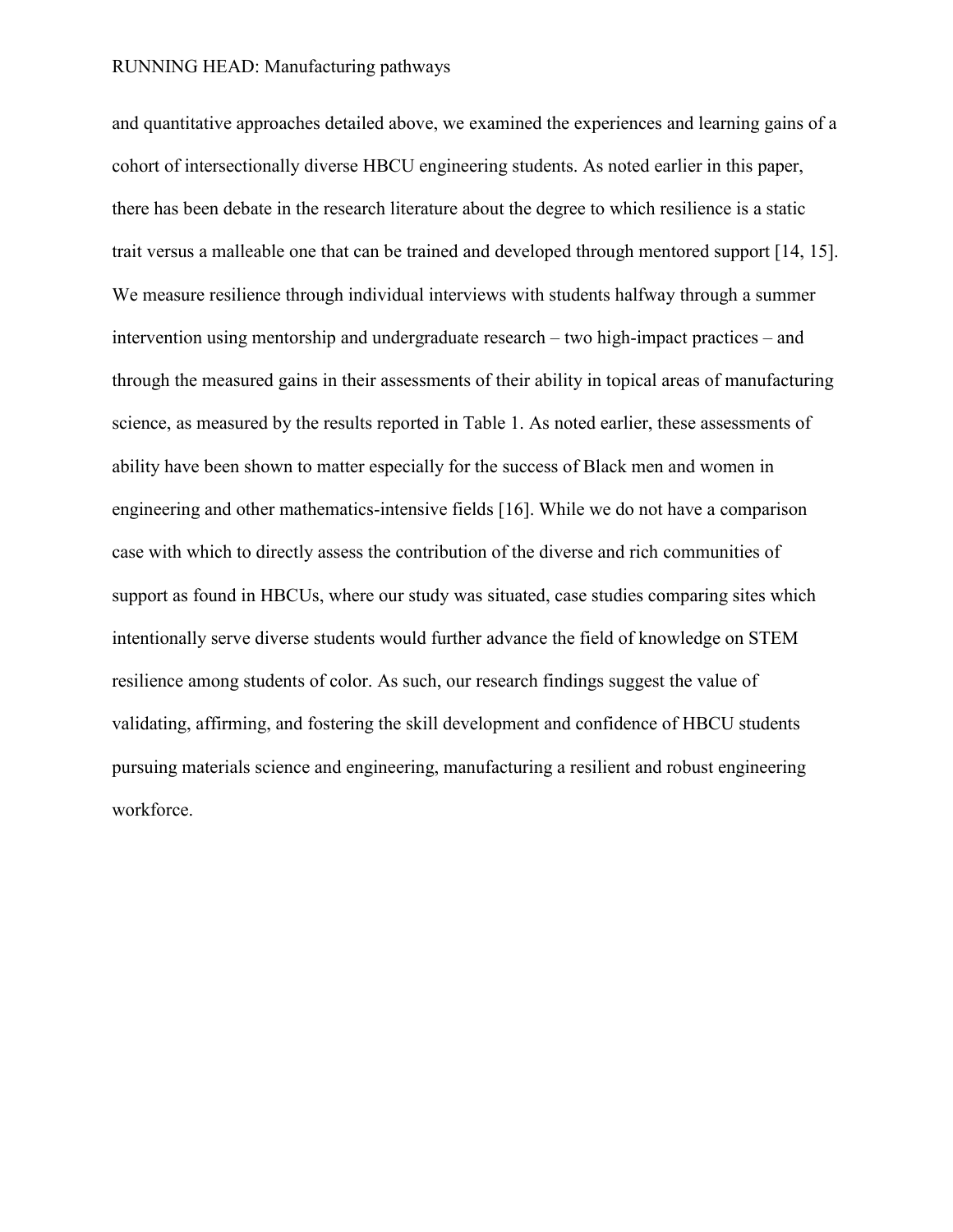and quantitative approaches detailed above, we examined the experiences and learning gains of a cohort of intersectionally diverse HBCU engineering students. As noted earlier in this paper, there has been debate in the research literature about the degree to which resilience is a static trait versus a malleable one that can be trained and developed through mentored support [14, 15]. We measure resilience through individual interviews with students halfway through a summer intervention using mentorship and undergraduate research – two high-impact practices – and through the measured gains in their assessments of their ability in topical areas of manufacturing science, as measured by the results reported in Table 1. As noted earlier, these assessments of ability have been shown to matter especially for the success of Black men and women in engineering and other mathematics-intensive fields [16]. While we do not have a comparison case with which to directly assess the contribution of the diverse and rich communities of support as found in HBCUs, where our study was situated, case studies comparing sites which intentionally serve diverse students would further advance the field of knowledge on STEM resilience among students of color. As such, our research findings suggest the value of validating, affirming, and fostering the skill development and confidence of HBCU students pursuing materials science and engineering, manufacturing a resilient and robust engineering workforce.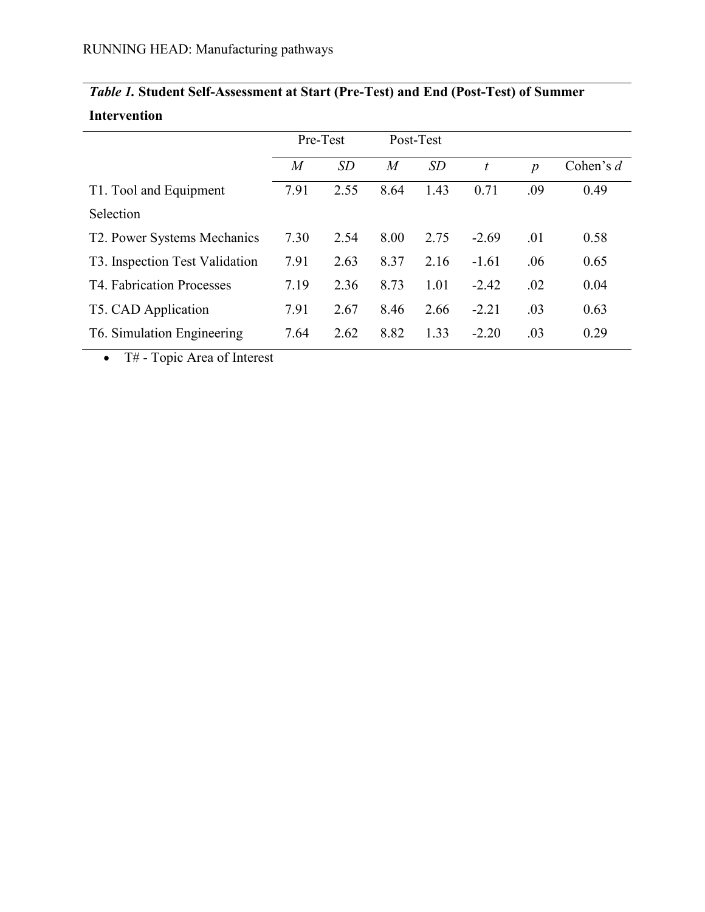***Table 1.* Student Self-Assessment at Start (Pre-Test) and End (Post-Test) of Summer Intervention**

| | Pre-Test | | Post-Test | | | | |
|---|---|---|---|---|---|---|---|
| | *M* | *SD* | *M* | *SD* | *t* | *p* | Cohen's *d* |
| T1. Tool and Equipment Selection | 7.91 | 2.55 | 8.64 | 1.43 | 0.71 | .09 | 0.49 |
| T2. Power Systems Mechanics | 7.30 | 2.54 | 8.00 | 2.75 | -2.69 | .01 | 0.58 |
| T3. Inspection Test Validation | 7.91 | 2.63 | 8.37 | 2.16 | -1.61 | .06 | 0.65 |
| T4. Fabrication Processes | 7.19 | 2.36 | 8.73 | 1.01 | -2.42 | .02 | 0.04 |
| T5. CAD Application | 7.91 | 2.67 | 8.46 | 2.66 | -2.21 | .03 | 0.63 |
| T6. Simulation Engineering | 7.64 | 2.62 | 8.82 | 1.33 | -2.20 | .03 | 0.29 |

- T# - Topic Area of Interest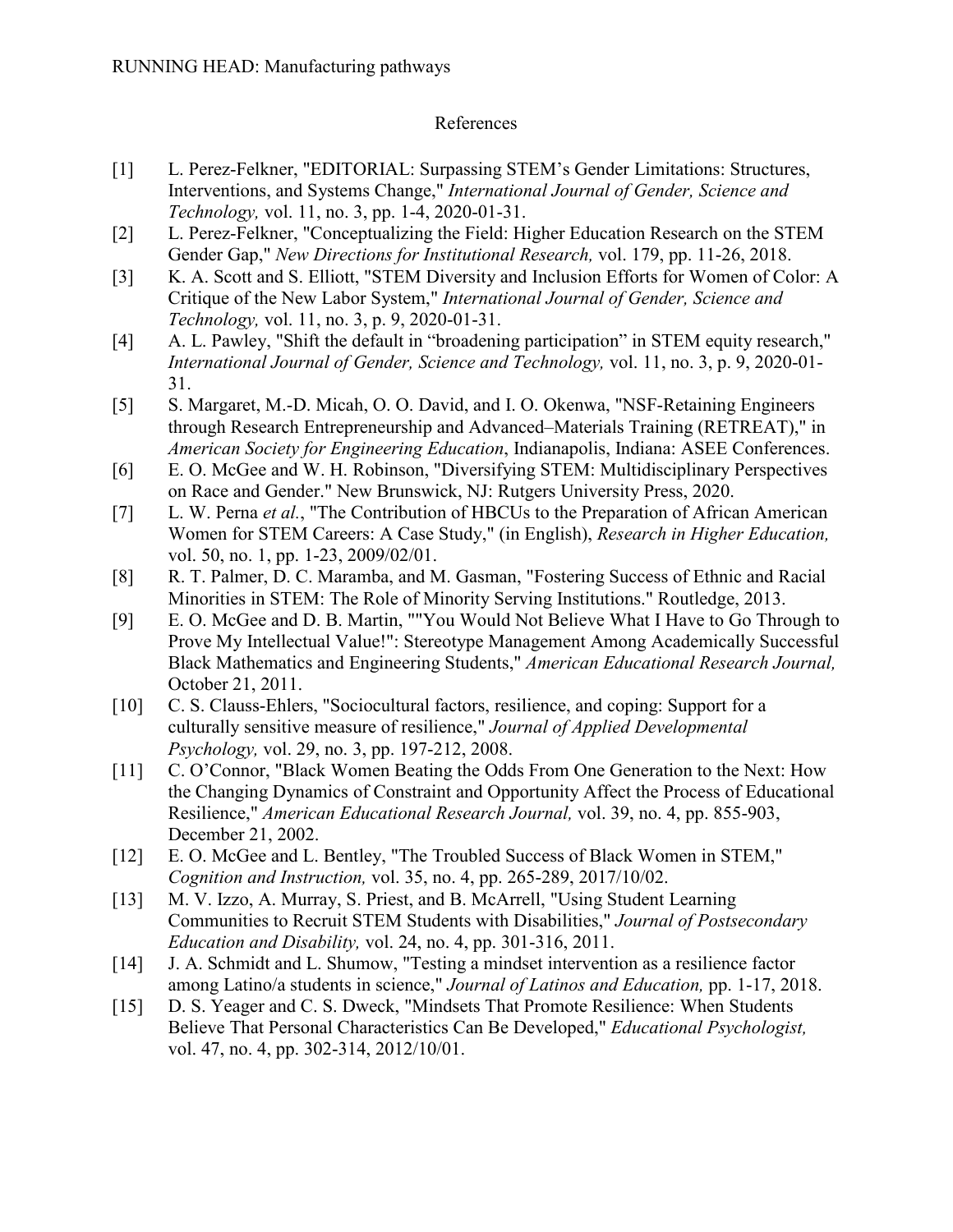# References

[1] L. Perez-Felkner, "EDITORIAL: Surpassing STEM's Gender Limitations: Structures, Interventions, and Systems Change," *International Journal of Gender, Science and Technology,* vol. 11, no. 3, pp. 1-4, 2020-01-31.

[2] L. Perez-Felkner, "Conceptualizing the Field: Higher Education Research on the STEM Gender Gap," *New Directions for Institutional Research,* vol. 179, pp. 11-26, 2018.

[3] K. A. Scott and S. Elliott, "STEM Diversity and Inclusion Efforts for Women of Color: A Critique of the New Labor System," *International Journal of Gender, Science and Technology,* vol. 11, no. 3, p. 9, 2020-01-31.

[4] A. L. Pawley, "Shift the default in "broadening participation" in STEM equity research," *International Journal of Gender, Science and Technology,* vol. 11, no. 3, p. 9, 2020-01-31.

[5] S. Margaret, M.-D. Micah, O. O. David, and I. O. Okenwa, "NSF-Retaining Engineers through Research Entrepreneurship and Advanced–Materials Training (RETREAT)," in *American Society for Engineering Education*, Indianapolis, Indiana: ASEE Conferences.

[6] E. O. McGee and W. H. Robinson, "Diversifying STEM: Multidisciplinary Perspectives on Race and Gender." New Brunswick, NJ: Rutgers University Press, 2020.

[7] L. W. Perna *et al.*, "The Contribution of HBCUs to the Preparation of African American Women for STEM Careers: A Case Study," (in English), *Research in Higher Education,* vol. 50, no. 1, pp. 1-23, 2009/02/01.

[8] R. T. Palmer, D. C. Maramba, and M. Gasman, "Fostering Success of Ethnic and Racial Minorities in STEM: The Role of Minority Serving Institutions." Routledge, 2013.

[9] E. O. McGee and D. B. Martin, ""You Would Not Believe What I Have to Go Through to Prove My Intellectual Value!": Stereotype Management Among Academically Successful Black Mathematics and Engineering Students," *American Educational Research Journal,* October 21, 2011.

[10] C. S. Clauss-Ehlers, "Sociocultural factors, resilience, and coping: Support for a culturally sensitive measure of resilience," *Journal of Applied Developmental Psychology,* vol. 29, no. 3, pp. 197-212, 2008.

[11] C. O'Connor, "Black Women Beating the Odds From One Generation to the Next: How the Changing Dynamics of Constraint and Opportunity Affect the Process of Educational Resilience," *American Educational Research Journal,* vol. 39, no. 4, pp. 855-903, December 21, 2002.

[12] E. O. McGee and L. Bentley, "The Troubled Success of Black Women in STEM," *Cognition and Instruction,* vol. 35, no. 4, pp. 265-289, 2017/10/02.

[13] M. V. Izzo, A. Murray, S. Priest, and B. McArrell, "Using Student Learning Communities to Recruit STEM Students with Disabilities," *Journal of Postsecondary Education and Disability,* vol. 24, no. 4, pp. 301-316, 2011.

[14] J. A. Schmidt and L. Shumow, "Testing a mindset intervention as a resilience factor among Latino/a students in science," *Journal of Latinos and Education,* pp. 1-17, 2018.

[15] D. S. Yeager and C. S. Dweck, "Mindsets That Promote Resilience: When Students Believe That Personal Characteristics Can Be Developed," *Educational Psychologist,* vol. 47, no. 4, pp. 302-314, 2012/10/01.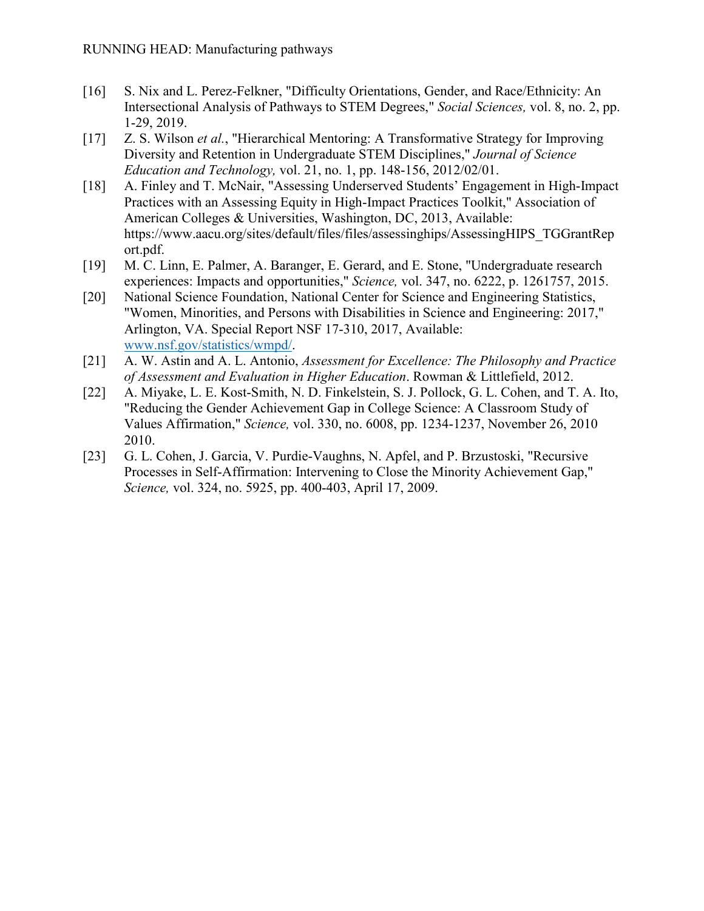[16] S. Nix and L. Perez-Felkner, "Difficulty Orientations, Gender, and Race/Ethnicity: An Intersectional Analysis of Pathways to STEM Degrees," *Social Sciences,* vol. 8, no. 2, pp. 1-29, 2019.

[17] Z. S. Wilson *et al.*, "Hierarchical Mentoring: A Transformative Strategy for Improving Diversity and Retention in Undergraduate STEM Disciplines," *Journal of Science Education and Technology,* vol. 21, no. 1, pp. 148-156, 2012/02/01.

[18] A. Finley and T. McNair, "Assessing Underserved Students' Engagement in High-Impact Practices with an Assessing Equity in High-Impact Practices Toolkit," Association of American Colleges & Universities, Washington, DC, 2013, Available: https://www.aacu.org/sites/default/files/files/assessinghips/AssessingHIPS_TGGrantReport.pdf.

[19] M. C. Linn, E. Palmer, A. Baranger, E. Gerard, and E. Stone, "Undergraduate research experiences: Impacts and opportunities," *Science,* vol. 347, no. 6222, p. 1261757, 2015.

[20] National Science Foundation, National Center for Science and Engineering Statistics, "Women, Minorities, and Persons with Disabilities in Science and Engineering: 2017," Arlington, VA. Special Report NSF 17-310, 2017, Available: www.nsf.gov/statistics/wmpd/.

[21] A. W. Astin and A. L. Antonio, *Assessment for Excellence: The Philosophy and Practice of Assessment and Evaluation in Higher Education*. Rowman & Littlefield, 2012.

[22] A. Miyake, L. E. Kost-Smith, N. D. Finkelstein, S. J. Pollock, G. L. Cohen, and T. A. Ito, "Reducing the Gender Achievement Gap in College Science: A Classroom Study of Values Affirmation," *Science,* vol. 330, no. 6008, pp. 1234-1237, November 26, 2010 2010.

[23] G. L. Cohen, J. Garcia, V. Purdie-Vaughns, N. Apfel, and P. Brzustoski, "Recursive Processes in Self-Affirmation: Intervening to Close the Minority Achievement Gap," *Science,* vol. 324, no. 5925, pp. 400-403, April 17, 2009.